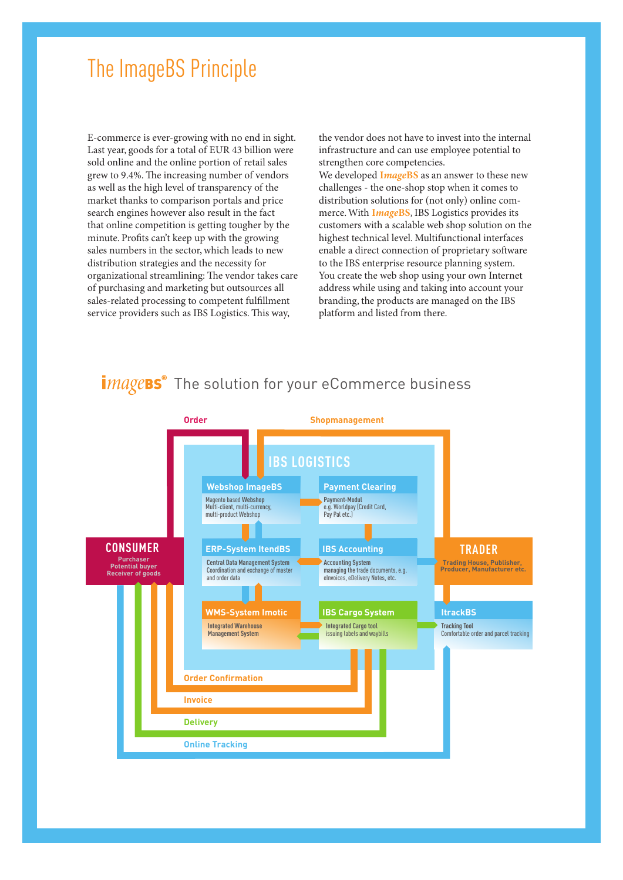# The ImageBS Principle

E-commerce is ever-growing with no end in sight. Last year, goods for a total of EUR 43 billion were sold online and the online portion of retail sales grew to 9.4%. The increasing number of vendors as well as the high level of transparency of the market thanks to comparison portals and price search engines however also result in the fact that online competition is getting tougher by the minute. Profits can't keep up with the growing sales numbers in the sector, which leads to new distribution strategies and the necessity for organizational streamlining: The vendor takes care of purchasing and marketing but outsources all sales-related processing to competent fulfillment service providers such as IBS Logistics. This way, the vendor does not have to invest into the internal infrastructure and can use employee potential to strengthen core competencies.

We developed **ImageBS** as an answer to these new challenges - the one-shop stop when it comes to distribution solutions for (not only) online commerce. With **ImageBS**, IBS Logistics provides its customers with a scalable web shop solution on the highest technical level. Multifunctional interfaces enable a direct connection of proprietary software to the IBS enterprise resource planning system. You create the web shop using your own Internet address while using and taking into account your branding, the products are managed on the IBS platform and listed from there.

## imageBS® The solution for your eCommerce business

Order

Shopmanagement

**IBS LOGISTICS**

**Webshop ImageBS**
Magento based Webshop
Multi-client, multi-currency, multi-product Webshop

**Payment Clearing**
Payment-Modul
e.g. Worldpay (Credit Card, Pay Pal etc.)

**CONSUMER**
Purchaser
Potential buyer
Receiver of goods

**ERP-System ItendBS**
Central Data Management System
Coordination and exchange of master and order data

**IBS Accounting**
Accounting System
managing the trade documents, e.g. eInvoices, eDelivery Notes, etc.

**TRADER**
Trading House, Publisher, Producer, Manufacturer etc.

**WMS-System Imotic**
Integrated Warehouse Management System

**IBS Cargo System**
Integrated Cargo tool
issuing labels and waybills

**ItrackBS**
Tracking Tool
Comfortable order and parcel tracking

Order Confirmation

Invoice

Delivery

Online Tracking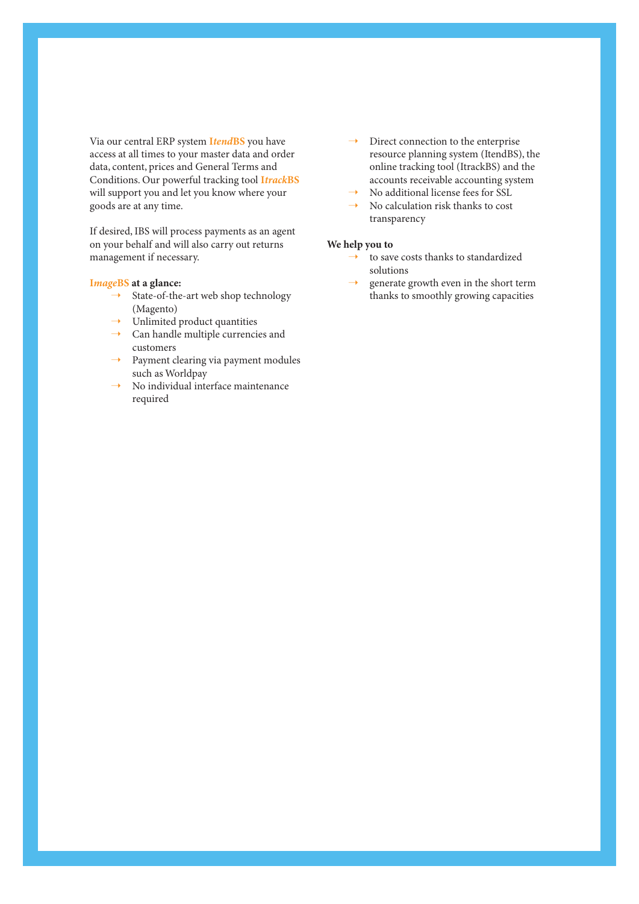Via our central ERP system ***Itend*****BS** you have access at all times to your master data and order data, content, prices and General Terms and Conditions. Our powerful tracking tool ***Itrack*****BS** will support you and let you know where your goods are at any time.

If desired, IBS will process payments as an agent on your behalf and will also carry out returns management if necessary.

***Image*****BS at a glance:**

- State-of-the-art web shop technology (Magento)
- Unlimited product quantities
- Can handle multiple currencies and customers
- Payment clearing via payment modules such as Worldpay
- No individual interface maintenance required
- Direct connection to the enterprise resource planning system (ItendBS), the online tracking tool (ItrackBS) and the accounts receivable accounting system
- No additional license fees for SSL
- No calculation risk thanks to cost transparency

**We help you to**

- to save costs thanks to standardized solutions
- generate growth even in the short term thanks to smoothly growing capacities